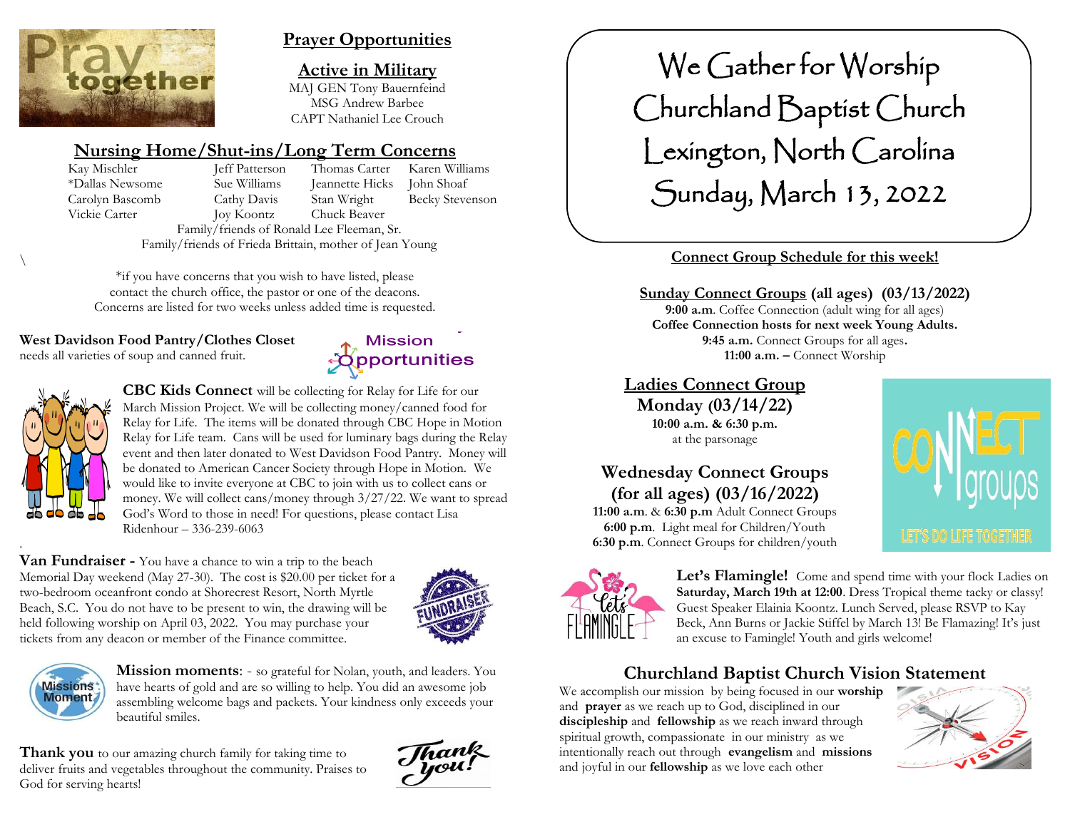## Prayer Opportunities

### Active in Military

MAJ GEN Tony Bauernfeind
MSG Andrew Barbee
CAPT Nathaniel Lee Crouch

### Nursing Home/Shut-ins/Long Term Concerns

| | | | |
|---|---|---|---|
| Kay Mischler | Jeff Patterson | Thomas Carter | Karen Williams |
| *Dallas Newsome | Sue Williams | Jeannette Hicks | John Shoaf |
| Carolyn Bascomb | Cathy Davis | Stan Wright | Becky Stevenson |
| Vickie Carter | Joy Koontz | Chuck Beaver | |

Family/friends of Ronald Lee Fleeman, Sr.
Family/friends of Frieda Brittain, mother of Jean Young

*if you have concerns that you wish to have listed, please contact the church office, the pastor or one of the deacons. Concerns are listed for two weeks unless added time is requested.

## Mission Opportunities

**West Davidson Food Pantry/Clothes Closet** needs all varieties of soup and canned fruit.

**CBC Kids Connect** will be collecting for Relay for Life for our March Mission Project. We will be collecting money/canned food for Relay for Life. The items will be donated through CBC Hope in Motion Relay for Life team. Cans will be used for luminary bags during the Relay event and then later donated to West Davidson Food Pantry. Money will be donated to American Cancer Society through Hope in Motion. We would like to invite everyone at CBC to join with us to collect cans or money. We will collect cans/money through 3/27/22. We want to spread God's Word to those in need! For questions, please contact Lisa Ridenhour – 336-239-6063

**Van Fundraiser -** You have a chance to win a trip to the beach Memorial Day weekend (May 27-30). The cost is $20.00 per ticket for a two-bedroom oceanfront condo at Shorecrest Resort, North Myrtle Beach, S.C. You do not have to be present to win, the drawing will be held following worship on April 03, 2022. You may purchase your tickets from any deacon or member of the Finance committee.

**Mission moments**: - so grateful for Nolan, youth, and leaders. You have hearts of gold and are so willing to help. You did an awesome job assembling welcome bags and packets. Your kindness only exceeds your beautiful smiles.

**Thank you** to our amazing church family for taking time to deliver fruits and vegetables throughout the community. Praises to God for serving hearts!

# We Gather for Worship
# Churchland Baptist Church
# Lexington, North Carolina
# Sunday, March 13, 2022

## Connect Group Schedule for this week!

### Sunday Connect Groups (all ages) (03/13/2022)

**9:00 a.m**. Coffee Connection (adult wing for all ages)
**Coffee Connection hosts for next week Young Adults.**
**9:45 a.m.** Connect Groups for all ages**.**
**11:00 a.m. –** Connect Worship

### Ladies Connect Group

**Monday (03/14/22)**
**10:00 a.m. & 6:30 p.m.**
at the parsonage

### Wednesday Connect Groups (for all ages) (03/16/2022)

**11:00 a.m**. & **6:30 p.m** Adult Connect Groups
**6:00 p.m**. Light meal for Children/Youth
**6:30 p.m**. Connect Groups for children/youth

CONNECT groups — LET'S DO LIFE TOGETHER

**Let's Flamingle!** Come and spend time with your flock Ladies on **Saturday, March 19th at 12:00**. Dress Tropical theme tacky or classy! Guest Speaker Elainia Koontz. Lunch Served, please RSVP to Kay Beck, Ann Burns or Jackie Stiffel by March 13! Be Flamazing! It's just an excuse to Famingle! Youth and girls welcome!

## Churchland Baptist Church Vision Statement

We accomplish our mission by being focused in our **worship** and **prayer** as we reach up to God, disciplined in our **discipleship** and **fellowship** as we reach inward through spiritual growth, compassionate in our ministry as we intentionally reach out through **evangelism** and **missions** and joyful in our **fellowship** as we love each other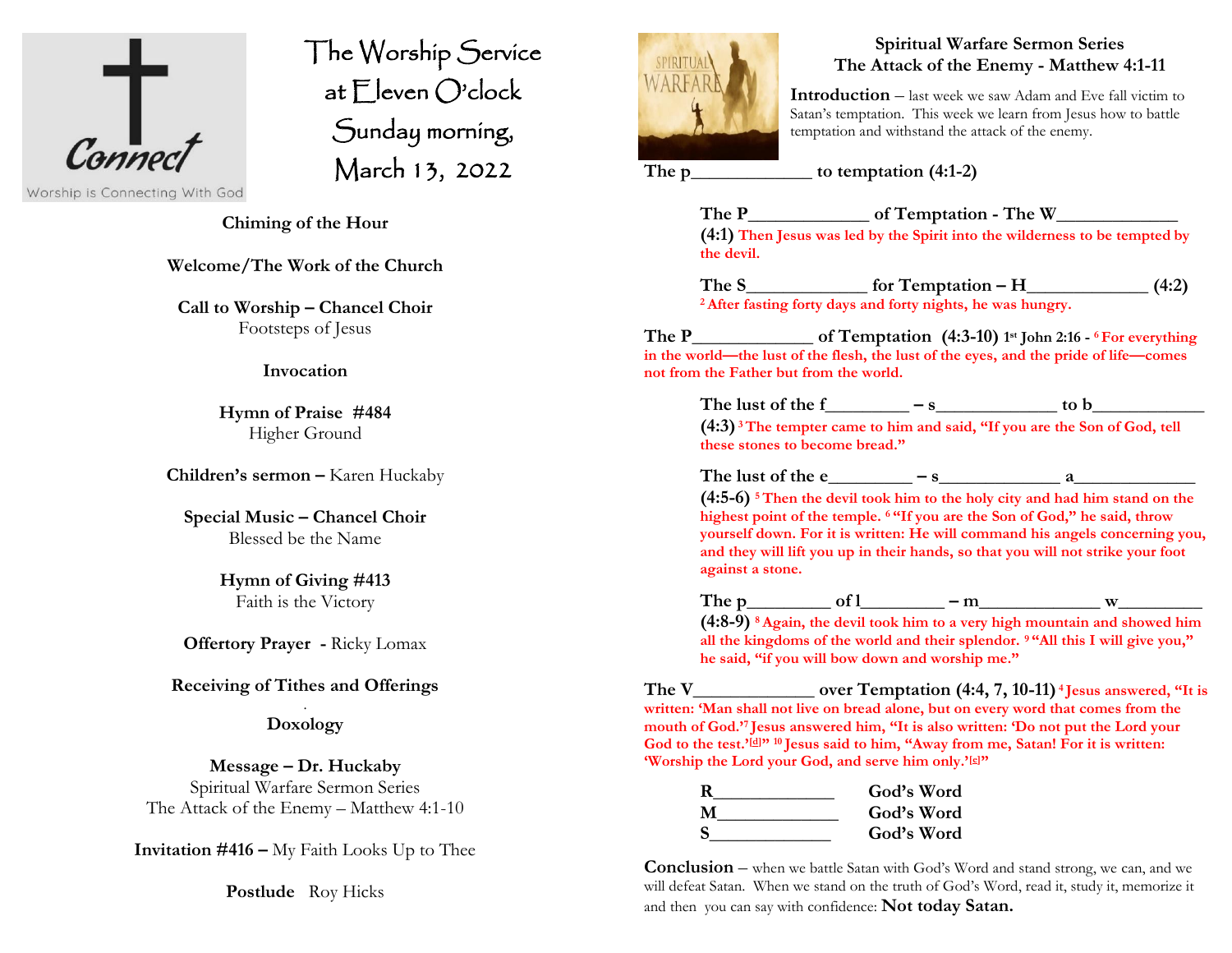# The Worship Service at Eleven O'clock Sunday morning, March 13, 2022

Connect
Worship is Connecting With God

**Chiming of the Hour**

**Welcome/The Work of the Church**

**Call to Worship – Chancel Choir**
Footsteps of Jesus

**Invocation**

**Hymn of Praise #484**
Higher Ground

**Children's sermon –** Karen Huckaby

**Special Music – Chancel Choir**
Blessed be the Name

**Hymn of Giving #413**
Faith is the Victory

**Offertory Prayer -** Ricky Lomax

**Receiving of Tithes and Offerings**

**Doxology**

**Message – Dr. Huckaby**
Spiritual Warfare Sermon Series
The Attack of the Enemy – Matthew 4:1-10

**Invitation #416 –** My Faith Looks Up to Thee

**Postlude** Roy Hicks

## Spiritual Warfare Sermon Series
## The Attack of the Enemy - Matthew 4:1-11

**Introduction** – last week we saw Adam and Eve fall victim to Satan's temptation. This week we learn from Jesus how to battle temptation and withstand the attack of the enemy.

**The p____________ to temptation (4:1-2)**

**The P____________ of Temptation - The W____________**
**(4:1) Then Jesus was led by the Spirit into the wilderness to be tempted by the devil.**

**The S____________ for Temptation – H____________ (4:2)**
**[2] After fasting forty days and forty nights, he was hungry.**

**The P____________ of Temptation (4:3-10) 1st John 2:16 - [6] For everything in the world—the lust of the flesh, the lust of the eyes, and the pride of life—comes not from the Father but from the world.**

**The lust of the f________ – s____________ to b____________**
**(4:3) [3] The tempter came to him and said, "If you are the Son of God, tell these stones to become bread."**

**The lust of the e________ – s____________ a____________**
**(4:5-6) [5] Then the devil took him to the holy city and had him stand on the highest point of the temple. [6] "If you are the Son of God," he said, throw yourself down. For it is written: He will command his angels concerning you, and they will lift you up in their hands, so that you will not strike your foot against a stone.**

**The p________ of l________ – m____________ w________**
**(4:8-9) [8] Again, the devil took him to a very high mountain and showed him all the kingdoms of the world and their splendor. [9] "All this I will give you," he said, "if you will bow down and worship me."**

**The V____________ over Temptation (4:4, 7, 10-11) [4] Jesus answered, "It is written: 'Man shall not live on bread alone, but on every word that comes from the mouth of God.'[7] Jesus answered him, "It is also written: 'Do not put the Lord your God to the test.'[d]" [10] Jesus said to him, "Away from me, Satan! For it is written: 'Worship the Lord your God, and serve him only.'[e]"**

**R____________ God's Word**
**M____________ God's Word**
**S____________ God's Word**

**Conclusion** – when we battle Satan with God's Word and stand strong, we can, and we will defeat Satan. When we stand on the truth of God's Word, read it, study it, memorize it and then you can say with confidence: **Not today Satan.**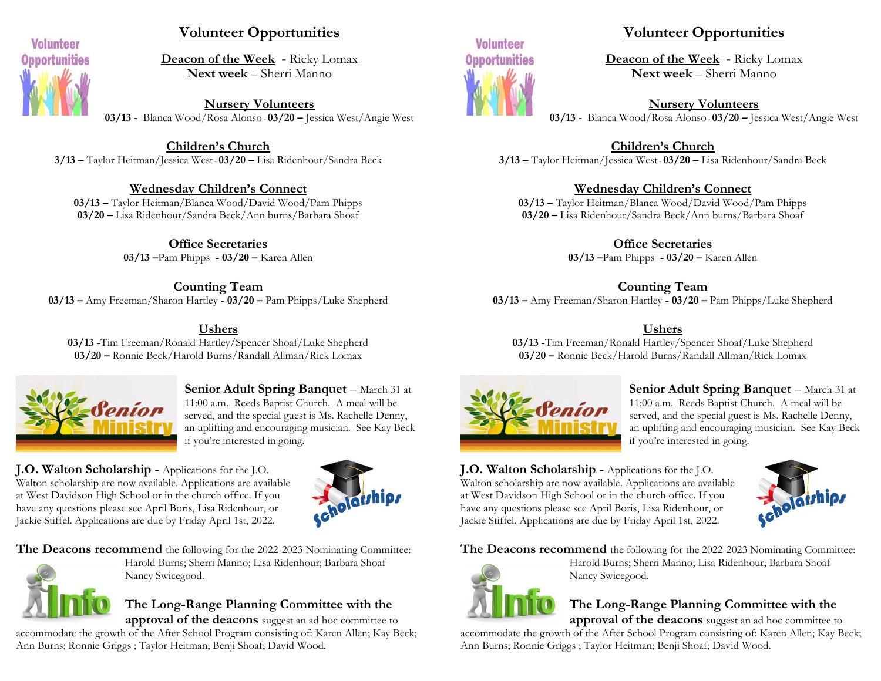## Volunteer Opportunities

**Deacon of the Week** - Ricky Lomax
**Next week** – Sherri Manno

**Nursery Volunteers**
**03/13 -** Blanca Wood/Rosa Alonso - **03/20 –** Jessica West/Angie West

**Children's Church**
**3/13 –** Taylor Heitman/Jessica West - **03/20 –** Lisa Ridenhour/Sandra Beck

**Wednesday Children's Connect**
**03/13 –** Taylor Heitman/Blanca Wood/David Wood/Pam Phipps
**03/20 –** Lisa Ridenhour/Sandra Beck/Ann burns/Barbara Shoaf

**Office Secretaries**
**03/13 –**Pam Phipps **- 03/20 –** Karen Allen

**Counting Team**
**03/13 –** Amy Freeman/Sharon Hartley **- 03/20 –** Pam Phipps/Luke Shepherd

**Ushers**
**03/13 -**Tim Freeman/Ronald Hartley/Spencer Shoaf/Luke Shepherd
**03/20 –** Ronnie Beck/Harold Burns/Randall Allman/Rick Lomax

**Senior Adult Spring Banquet** – March 31 at 11:00 a.m. Reeds Baptist Church. A meal will be served, and the special guest is Ms. Rachelle Denny, an uplifting and encouraging musician. See Kay Beck if you're interested in going.

**J.O. Walton Scholarship -** Applications for the J.O. Walton scholarship are now available. Applications are available at West Davidson High School or in the church office. If you have any questions please see April Boris, Lisa Ridenhour, or Jackie Stiffel. Applications are due by Friday April 1st, 2022.

**The Deacons recommend** the following for the 2022-2023 Nominating Committee: Harold Burns; Sherri Manno; Lisa Ridenhour; Barbara Shoaf Nancy Swicegood.

**The Long-Range Planning Committee with the approval of the deacons** suggest an ad hoc committee to accommodate the growth of the After School Program consisting of: Karen Allen; Kay Beck; Ann Burns; Ronnie Griggs ; Taylor Heitman; Benji Shoaf; David Wood.

## Volunteer Opportunities

**Deacon of the Week** - Ricky Lomax
**Next week** – Sherri Manno

**Nursery Volunteers**
**03/13 -** Blanca Wood/Rosa Alonso - **03/20 –** Jessica West/Angie West

**Children's Church**
**3/13 –** Taylor Heitman/Jessica West - **03/20 –** Lisa Ridenhour/Sandra Beck

**Wednesday Children's Connect**
**03/13 –** Taylor Heitman/Blanca Wood/David Wood/Pam Phipps
**03/20 –** Lisa Ridenhour/Sandra Beck/Ann burns/Barbara Shoaf

**Office Secretaries**
**03/13 –**Pam Phipps **- 03/20 –** Karen Allen

**Counting Team**
**03/13 –** Amy Freeman/Sharon Hartley **- 03/20 –** Pam Phipps/Luke Shepherd

**Ushers**
**03/13 -**Tim Freeman/Ronald Hartley/Spencer Shoaf/Luke Shepherd
**03/20 –** Ronnie Beck/Harold Burns/Randall Allman/Rick Lomax

**Senior Adult Spring Banquet** – March 31 at 11:00 a.m. Reeds Baptist Church. A meal will be served, and the special guest is Ms. Rachelle Denny, an uplifting and encouraging musician. See Kay Beck if you're interested in going.

**J.O. Walton Scholarship -** Applications for the J.O. Walton scholarship are now available. Applications are available at West Davidson High School or in the church office. If you have any questions please see April Boris, Lisa Ridenhour, or Jackie Stiffel. Applications are due by Friday April 1st, 2022.

**The Deacons recommend** the following for the 2022-2023 Nominating Committee: Harold Burns; Sherri Manno; Lisa Ridenhour; Barbara Shoaf Nancy Swicegood.

**The Long-Range Planning Committee with the approval of the deacons** suggest an ad hoc committee to accommodate the growth of the After School Program consisting of: Karen Allen; Kay Beck; Ann Burns; Ronnie Griggs ; Taylor Heitman; Benji Shoaf; David Wood.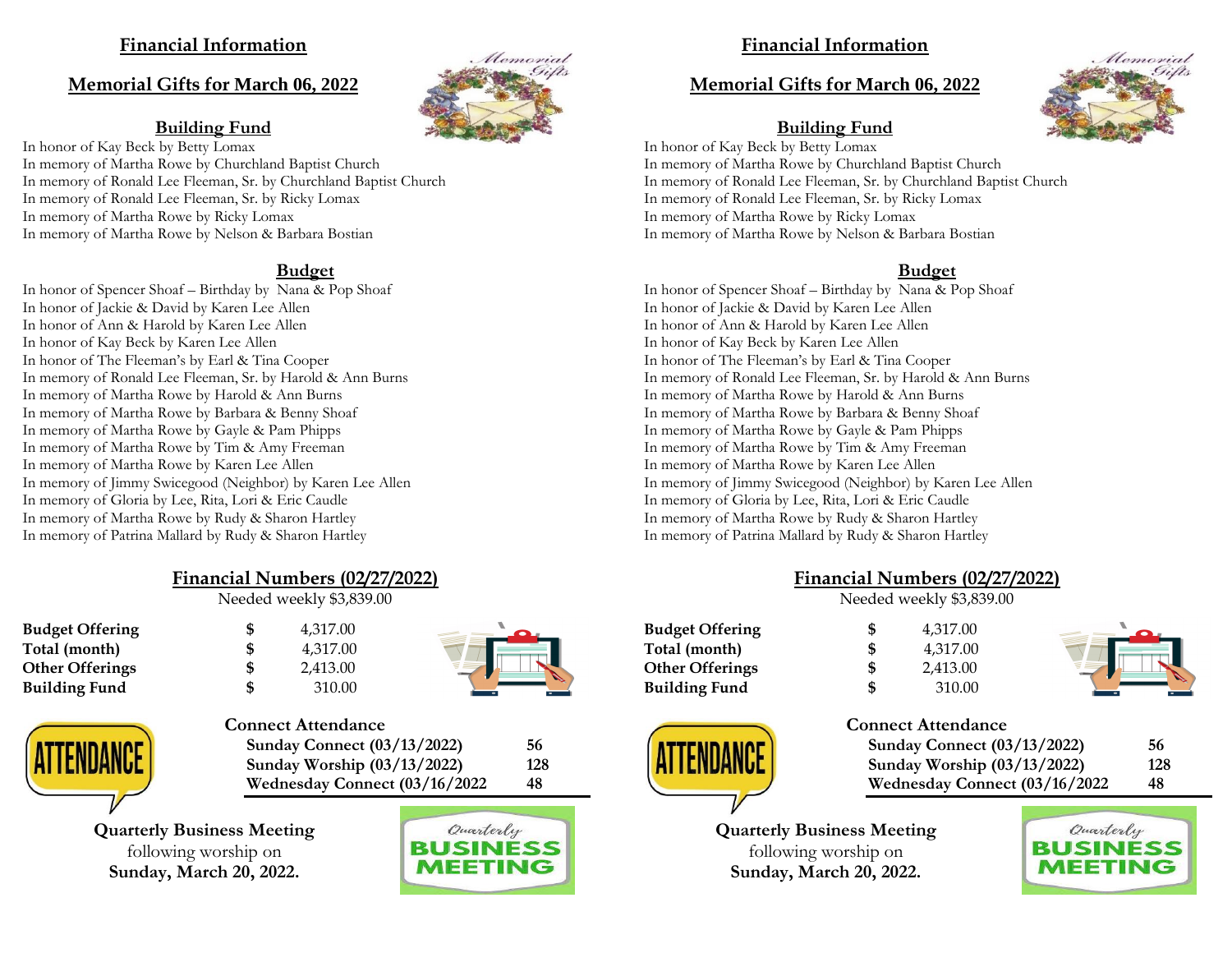## Financial Information

### Memorial Gifts for March 06, 2022

#### Building Fund

In honor of Kay Beck by Betty Lomax
In memory of Martha Rowe by Churchland Baptist Church
In memory of Ronald Lee Fleeman, Sr. by Churchland Baptist Church
In memory of Ronald Lee Fleeman, Sr. by Ricky Lomax
In memory of Martha Rowe by Ricky Lomax
In memory of Martha Rowe by Nelson & Barbara Bostian

#### Budget

In honor of Spencer Shoaf – Birthday by Nana & Pop Shoaf
In honor of Jackie & David by Karen Lee Allen
In honor of Ann & Harold by Karen Lee Allen
In honor of Kay Beck by Karen Lee Allen
In honor of The Fleeman's by Earl & Tina Cooper
In memory of Ronald Lee Fleeman, Sr. by Harold & Ann Burns
In memory of Martha Rowe by Harold & Ann Burns
In memory of Martha Rowe by Barbara & Benny Shoaf
In memory of Martha Rowe by Gayle & Pam Phipps
In memory of Martha Rowe by Tim & Amy Freeman
In memory of Martha Rowe by Karen Lee Allen
In memory of Jimmy Swicegood (Neighbor) by Karen Lee Allen
In memory of Gloria by Lee, Rita, Lori & Eric Caudle
In memory of Martha Rowe by Rudy & Sharon Hartley
In memory of Patrina Mallard by Rudy & Sharon Hartley

### Financial Numbers (02/27/2022)

Needed weekly $3,839.00

| | | |
|---|---|---|
| **Budget Offering** | $ | 4,317.00 |
| **Total (month)** | $ | 4,317.00 |
| **Other Offerings** | $ | 2,413.00 |
| **Building Fund** | $ | 310.00 |

**Connect Attendance**

| | |
|---|---|
| **Sunday Connect (03/13/2022)** | **56** |
| **Sunday Worship (03/13/2022)** | **128** |
| **Wednesday Connect (03/16/2022** | **48** |

**Quarterly Business Meeting**
following worship on
**Sunday, March 20, 2022.**

## Financial Information

### Memorial Gifts for March 06, 2022

#### Building Fund

In honor of Kay Beck by Betty Lomax
In memory of Martha Rowe by Churchland Baptist Church
In memory of Ronald Lee Fleeman, Sr. by Churchland Baptist Church
In memory of Ronald Lee Fleeman, Sr. by Ricky Lomax
In memory of Martha Rowe by Ricky Lomax
In memory of Martha Rowe by Nelson & Barbara Bostian

#### Budget

In honor of Spencer Shoaf – Birthday by Nana & Pop Shoaf
In honor of Jackie & David by Karen Lee Allen
In honor of Ann & Harold by Karen Lee Allen
In honor of Kay Beck by Karen Lee Allen
In honor of The Fleeman's by Earl & Tina Cooper
In memory of Ronald Lee Fleeman, Sr. by Harold & Ann Burns
In memory of Martha Rowe by Harold & Ann Burns
In memory of Martha Rowe by Barbara & Benny Shoaf
In memory of Martha Rowe by Gayle & Pam Phipps
In memory of Martha Rowe by Tim & Amy Freeman
In memory of Martha Rowe by Karen Lee Allen
In memory of Jimmy Swicegood (Neighbor) by Karen Lee Allen
In memory of Gloria by Lee, Rita, Lori & Eric Caudle
In memory of Martha Rowe by Rudy & Sharon Hartley
In memory of Patrina Mallard by Rudy & Sharon Hartley

### Financial Numbers (02/27/2022)

Needed weekly $3,839.00

| | | |
|---|---|---|
| **Budget Offering** | $ | 4,317.00 |
| **Total (month)** | $ | 4,317.00 |
| **Other Offerings** | $ | 2,413.00 |
| **Building Fund** | $ | 310.00 |

**Connect Attendance**

| | |
|---|---|
| **Sunday Connect (03/13/2022)** | **56** |
| **Sunday Worship (03/13/2022)** | **128** |
| **Wednesday Connect (03/16/2022** | **48** |

**Quarterly Business Meeting**
following worship on
**Sunday, March 20, 2022.**